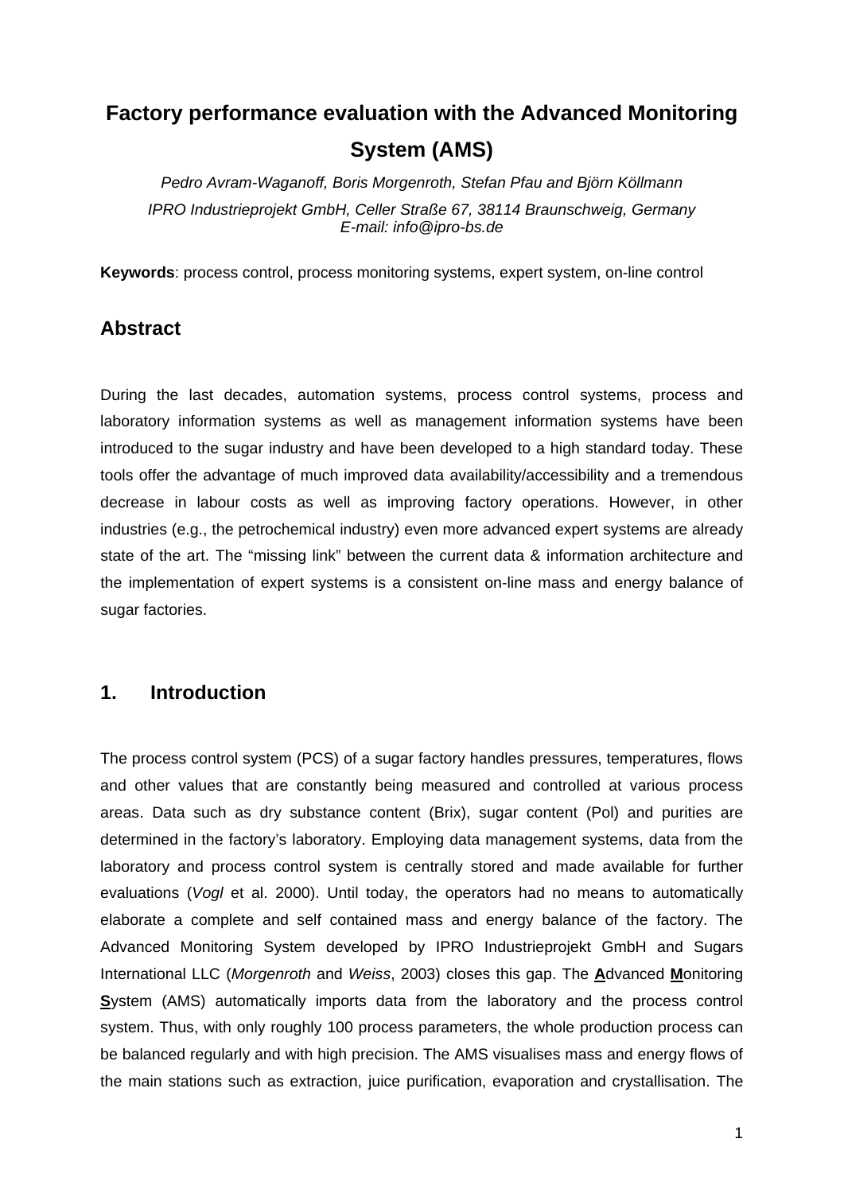# Factory performance evaluation with the Advanced Monitoring System (AMS)

*Pedro Avram-Waganoff, Boris Morgenroth, Stefan Pfau and Björn Köllmann*

*IPRO Industrieprojekt GmbH, Celler Straße 67, 38114 Braunschweig, Germany*
*E-mail: info@ipro-bs.de*

**Keywords**: process control, process monitoring systems, expert system, on-line control

## Abstract

During the last decades, automation systems, process control systems, process and laboratory information systems as well as management information systems have been introduced to the sugar industry and have been developed to a high standard today. These tools offer the advantage of much improved data availability/accessibility and a tremendous decrease in labour costs as well as improving factory operations. However, in other industries (e.g., the petrochemical industry) even more advanced expert systems are already state of the art. The "missing link" between the current data & information architecture and the implementation of expert systems is a consistent on-line mass and energy balance of sugar factories.

## 1. Introduction

The process control system (PCS) of a sugar factory handles pressures, temperatures, flows and other values that are constantly being measured and controlled at various process areas. Data such as dry substance content (Brix), sugar content (Pol) and purities are determined in the factory's laboratory. Employing data management systems, data from the laboratory and process control system is centrally stored and made available for further evaluations (*Vogl* et al. 2000). Until today, the operators had no means to automatically elaborate a complete and self contained mass and energy balance of the factory. The Advanced Monitoring System developed by IPRO Industrieprojekt GmbH and Sugars International LLC (*Morgenroth* and *Weiss*, 2003) closes this gap. The **A**dvanced **M**onitoring **S**ystem (AMS) automatically imports data from the laboratory and the process control system. Thus, with only roughly 100 process parameters, the whole production process can be balanced regularly and with high precision. The AMS visualises mass and energy flows of the main stations such as extraction, juice purification, evaporation and crystallisation. The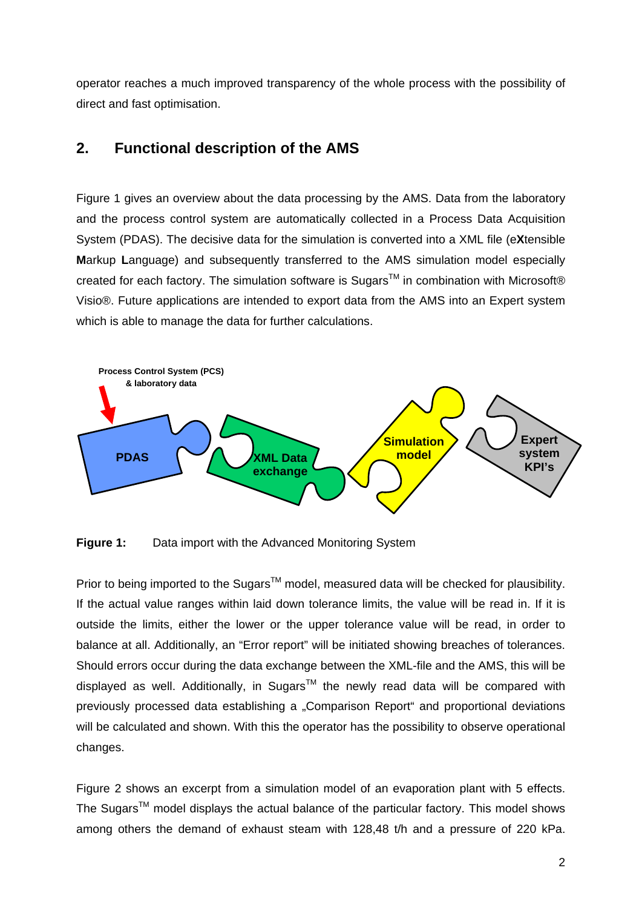operator reaches a much improved transparency of the whole process with the possibility of direct and fast optimisation.

## 2. Functional description of the AMS

Figure 1 gives an overview about the data processing by the AMS. Data from the laboratory and the process control system are automatically collected in a Process Data Acquisition System (PDAS). The decisive data for the simulation is converted into a XML file (e**X**tensible **M**arkup **L**anguage) and subsequently transferred to the AMS simulation model especially created for each factory. The simulation software is Sugars$^{TM}$ in combination with Microsoft® Visio®. Future applications are intended to export data from the AMS into an Expert system which is able to manage the data for further calculations.

**Figure 1:** Data import with the Advanced Monitoring System

Prior to being imported to the Sugars$^{TM}$ model, measured data will be checked for plausibility. If the actual value ranges within laid down tolerance limits, the value will be read in. If it is outside the limits, either the lower or the upper tolerance value will be read, in order to balance at all. Additionally, an "Error report" will be initiated showing breaches of tolerances. Should errors occur during the data exchange between the XML-file and the AMS, this will be displayed as well. Additionally, in Sugars$^{TM}$ the newly read data will be compared with previously processed data establishing a „Comparison Report" and proportional deviations will be calculated and shown. With this the operator has the possibility to observe operational changes.

Figure 2 shows an excerpt from a simulation model of an evaporation plant with 5 effects. The Sugars$^{TM}$ model displays the actual balance of the particular factory. This model shows among others the demand of exhaust steam with 128,48 t/h and a pressure of 220 kPa.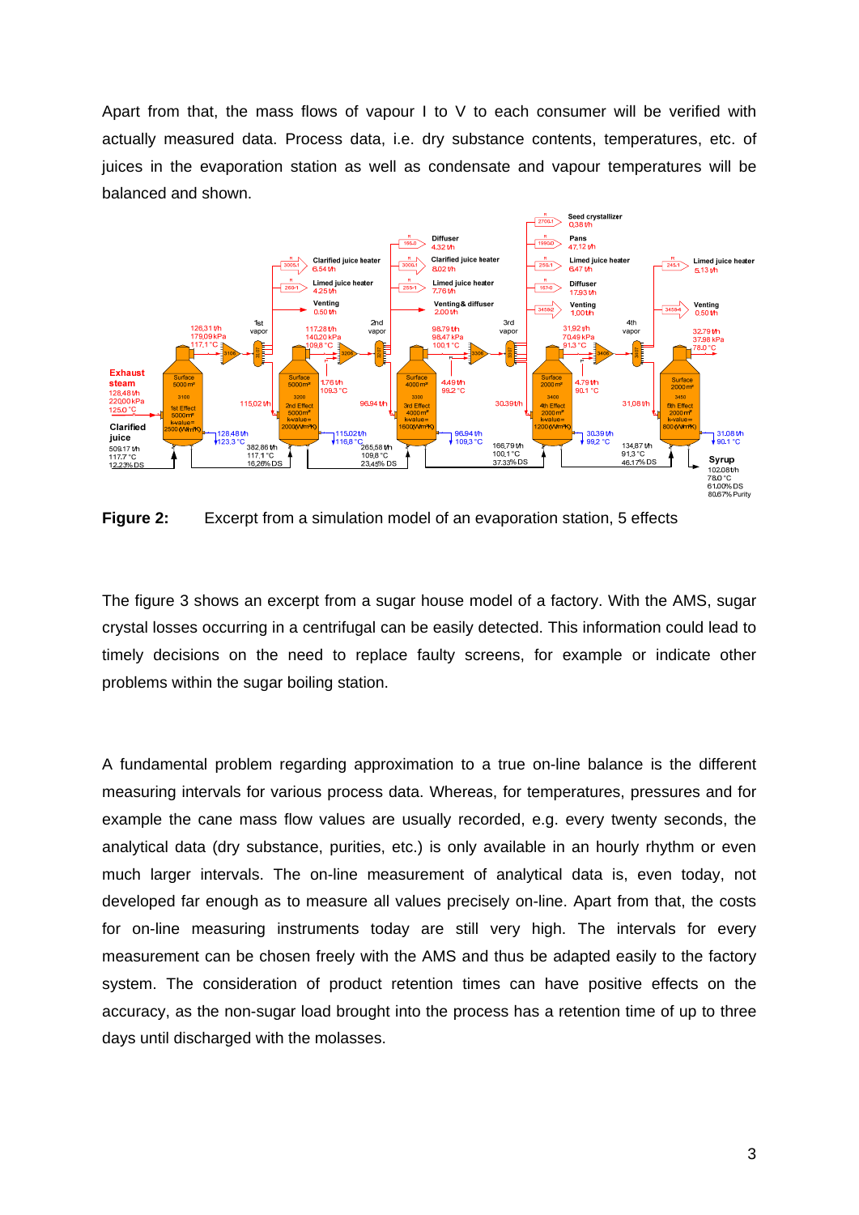Apart from that, the mass flows of vapour I to V to each consumer will be verified with actually measured data. Process data, i.e. dry substance contents, temperatures, etc. of juices in the evaporation station as well as condensate and vapour temperatures will be balanced and shown.

**Figure 2:** Excerpt from a simulation model of an evaporation station, 5 effects

The figure 3 shows an excerpt from a sugar house model of a factory. With the AMS, sugar crystal losses occurring in a centrifugal can be easily detected. This information could lead to timely decisions on the need to replace faulty screens, for example or indicate other problems within the sugar boiling station.

A fundamental problem regarding approximation to a true on-line balance is the different measuring intervals for various process data. Whereas, for temperatures, pressures and for example the cane mass flow values are usually recorded, e.g. every twenty seconds, the analytical data (dry substance, purities, etc.) is only available in an hourly rhythm or even much larger intervals. The on-line measurement of analytical data is, even today, not developed far enough as to measure all values precisely on-line. Apart from that, the costs for on-line measuring instruments today are still very high. The intervals for every measurement can be chosen freely with the AMS and thus be adapted easily to the factory system. The consideration of product retention times can have positive effects on the accuracy, as the non-sugar load brought into the process has a retention time of up to three days until discharged with the molasses.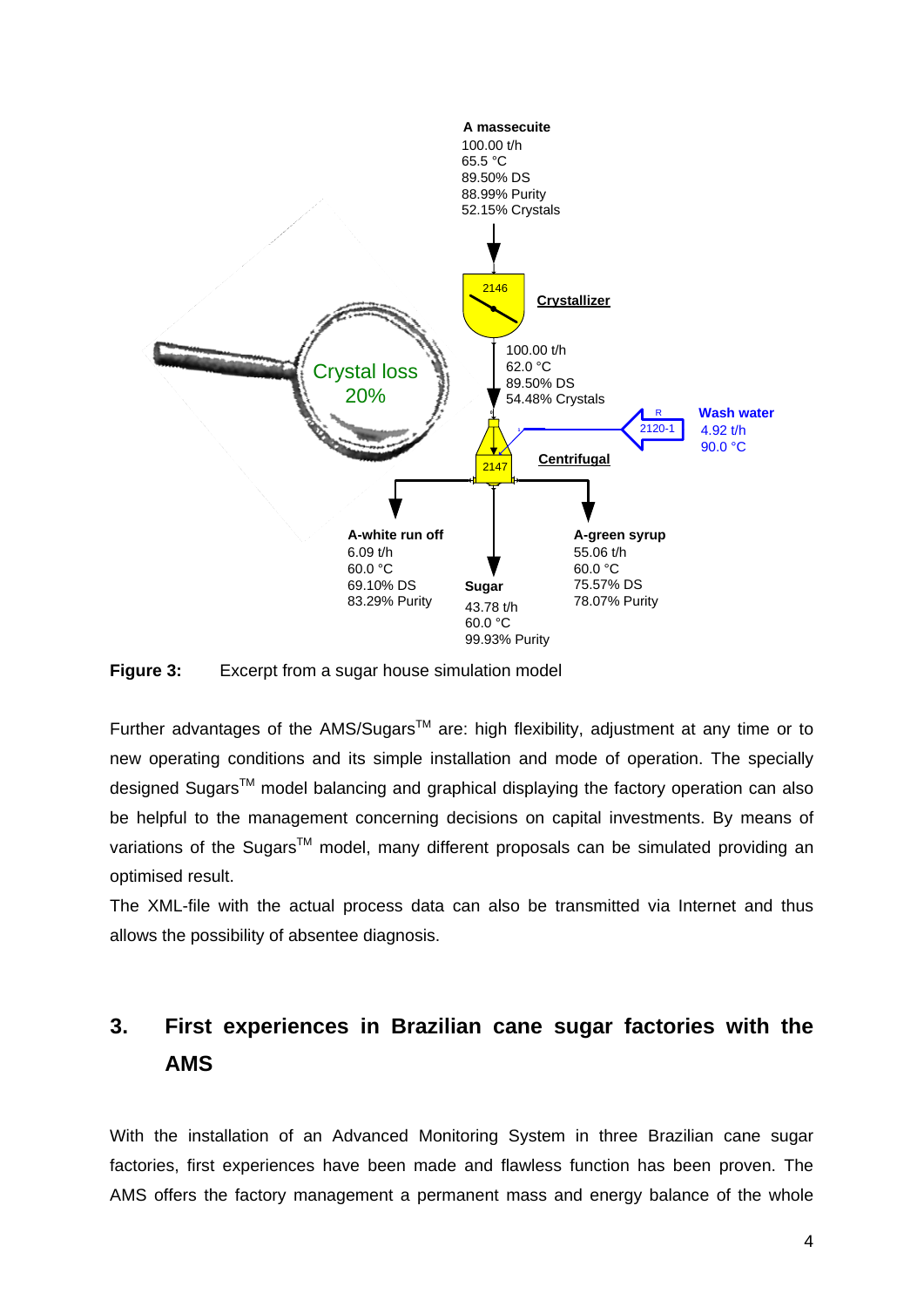A massecuite
100.00 t/h
65.5 °C
89.50% DS
88.99% Purity
52.15% Crystals

2146 Crystallizer

100.00 t/h
62.0 °C
89.50% DS
54.48% Crystals

Crystal loss 20%

Wash water
4.92 t/h
90.0 °C

2120-1

2147 Centrifugal

A-white run off
6.09 t/h
60.0 °C
69.10% DS
83.29% Purity

Sugar
43.78 t/h
60.0 °C
99.93% Purity

A-green syrup
55.06 t/h
60.0 °C
75.57% DS
78.07% Purity

**Figure 3:** Excerpt from a sugar house simulation model

Further advantages of the AMS/Sugars™ are: high flexibility, adjustment at any time or to new operating conditions and its simple installation and mode of operation. The specially designed Sugars™ model balancing and graphical displaying the factory operation can also be helpful to the management concerning decisions on capital investments. By means of variations of the Sugars™ model, many different proposals can be simulated providing an optimised result.

The XML-file with the actual process data can also be transmitted via Internet and thus allows the possibility of absentee diagnosis.

## 3. First experiences in Brazilian cane sugar factories with the AMS

With the installation of an Advanced Monitoring System in three Brazilian cane sugar factories, first experiences have been made and flawless function has been proven. The AMS offers the factory management a permanent mass and energy balance of the whole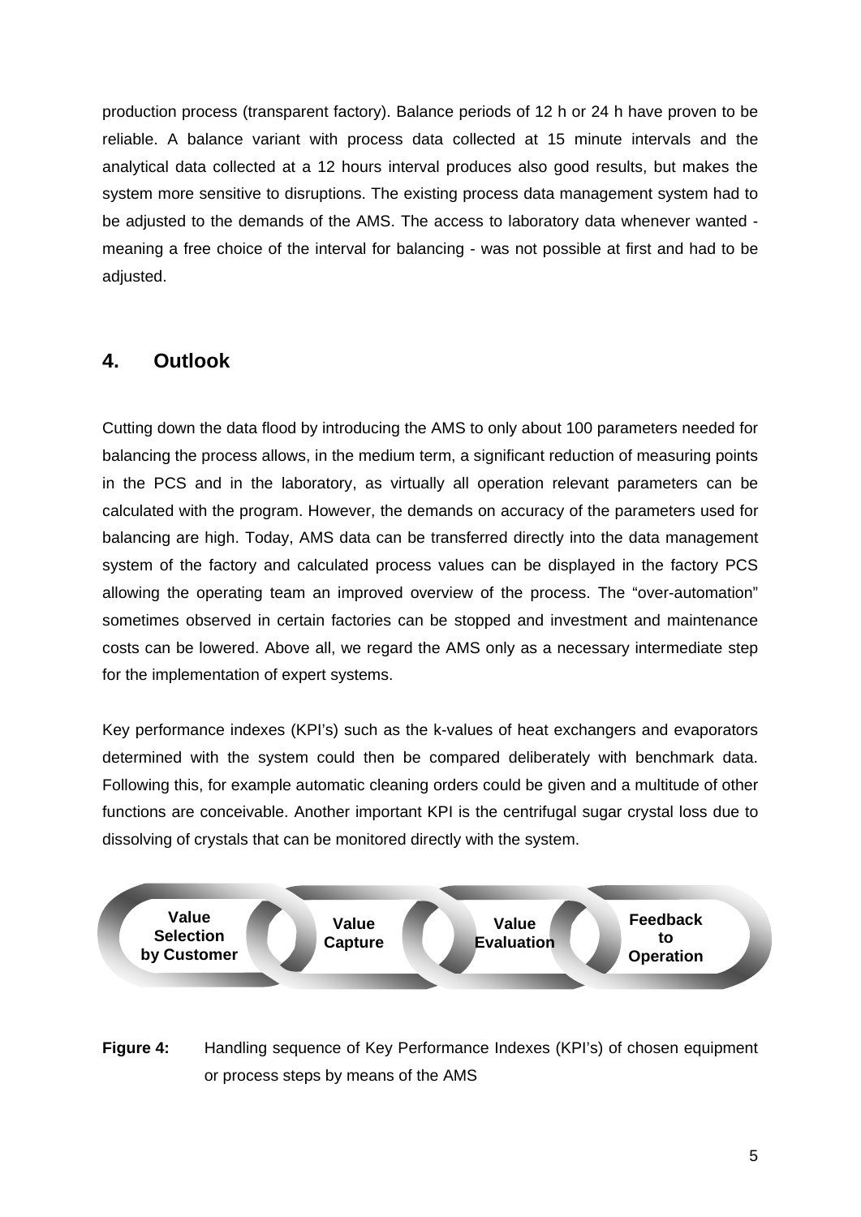production process (transparent factory). Balance periods of 12 h or 24 h have proven to be reliable. A balance variant with process data collected at 15 minute intervals and the analytical data collected at a 12 hours interval produces also good results, but makes the system more sensitive to disruptions. The existing process data management system had to be adjusted to the demands of the AMS. The access to laboratory data whenever wanted - meaning a free choice of the interval for balancing - was not possible at first and had to be adjusted.

## 4. Outlook

Cutting down the data flood by introducing the AMS to only about 100 parameters needed for balancing the process allows, in the medium term, a significant reduction of measuring points in the PCS and in the laboratory, as virtually all operation relevant parameters can be calculated with the program. However, the demands on accuracy of the parameters used for balancing are high. Today, AMS data can be transferred directly into the data management system of the factory and calculated process values can be displayed in the factory PCS allowing the operating team an improved overview of the process. The "over-automation" sometimes observed in certain factories can be stopped and investment and maintenance costs can be lowered. Above all, we regard the AMS only as a necessary intermediate step for the implementation of expert systems.

Key performance indexes (KPI's) such as the k-values of heat exchangers and evaporators determined with the system could then be compared deliberately with benchmark data. Following this, for example automatic cleaning orders could be given and a multitude of other functions are conceivable. Another important KPI is the centrifugal sugar crystal loss due to dissolving of crystals that can be monitored directly with the system.

**Value Selection by Customer** – **Value Capture** – **Value Evaluation** – **Feedback to Operation**

**Figure 4:** Handling sequence of Key Performance Indexes (KPI's) of chosen equipment or process steps by means of the AMS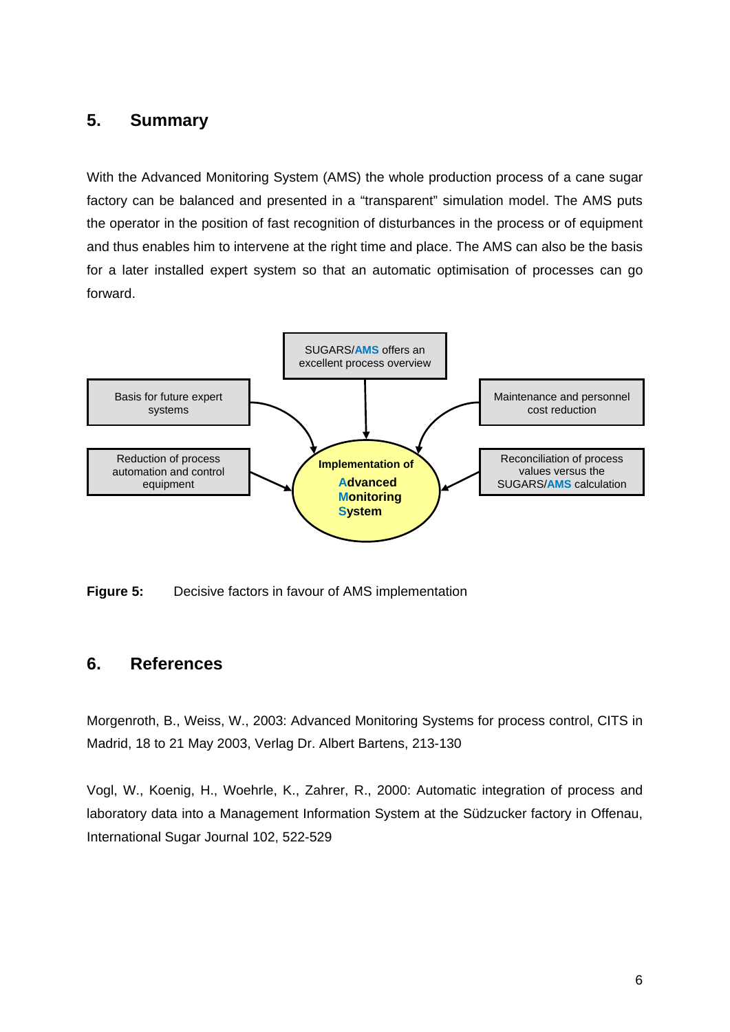## 5. Summary

With the Advanced Monitoring System (AMS) the whole production process of a cane sugar factory can be balanced and presented in a "transparent" simulation model. The AMS puts the operator in the position of fast recognition of disturbances in the process or of equipment and thus enables him to intervene at the right time and place. The AMS can also be the basis for a later installed expert system so that an automatic optimisation of processes can go forward.

SUGARS/AMS offers an excellent process overview

Basis for future expert systems

Maintenance and personnel cost reduction

Reduction of process automation and control equipment

Implementation of Advanced Monitoring System

Reconciliation of process values versus the SUGARS/AMS calculation

**Figure 5:** Decisive factors in favour of AMS implementation

## 6. References

Morgenroth, B., Weiss, W., 2003: Advanced Monitoring Systems for process control, CITS in Madrid, 18 to 21 May 2003, Verlag Dr. Albert Bartens, 213-130

Vogl, W., Koenig, H., Woehrle, K., Zahrer, R., 2000: Automatic integration of process and laboratory data into a Management Information System at the Südzucker factory in Offenau, International Sugar Journal 102, 522-529